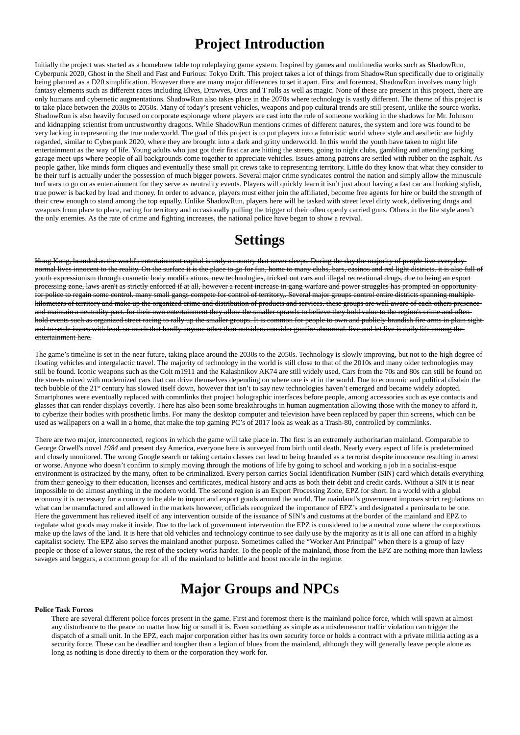# Project Introduction

Initially the project was started as a homebrew table top roleplaying game system. Inspired by games and multimedia works such as ShadowRun, Cyberpunk 2020, Ghost in the Shell and Fast and Furious: Tokyo Drift. This project takes a lot of things from ShadowRun specifically due to originally being planned as a D20 simplification. However there are many major differences to set it apart. First and foremost, ShadowRun involves many high fantasy elements such as different races including Elves, Drawves, Orcs and T rolls as well as magic. None of these are present in this project, there are only humans and cybernetic augmentations. ShadowRun also takes place in the 2070s where technology is vastly different. The theme of this project is to take place between the 2030s to 2050s. Many of today's present vehicles, weapons and pop cultural trends are still present, unlike the source works. ShadowRun is also heavily focused on corporate espionage where players are cast into the role of someone working in the shadows for Mr. Johnson and kidnapping scientist from untrustworthy dragons. While ShadowRun mentions crimes of different natures, the system and lore was found to be very lacking in representing the true underworld. The goal of this project is to put players into a futuristic world where style and aesthetic are highly regarded, similar to Cyberpunk 2020, where they are brought into a dark and gritty underworld. In this world the youth have taken to night life entertainment as the way of life. Young adults who just got their first car are hitting the streets, going to night clubs, gambling and attending parking garage meet-ups where people of all backgrounds come together to appreciate vehicles. Issues among patrons are settled with rubber on the asphalt. As people gather, like minds form cliques and eventually these small pit crews take to representing territory. Little do they know that what they consider to be their turf is actually under the possession of much bigger powers. Several major crime syndicates control the nation and simply allow the minuscule turf wars to go on as entertainment for they serve as neutrality events. Players will quickly learn it isn't just about having a fast car and looking stylish, true power is backed by lead and money. In order to advance, players must either join the affiliated, become free agents for hire or build the strength of their crew enough to stand among the top equally. Unlike ShadowRun, players here will be tasked with street level dirty work, delivering drugs and weapons from place to place, racing for territory and occasionally pulling the trigger of their often openly carried guns. Others in the life style aren't the only enemies. As the rate of crime and fighting increases, the national police have began to show a revival.

# Settings

~~Hong Kong, branded as the world's entertainment capital is truly a country that never sleeps. During the day the majority of people live everyday normal lives innocent to the reality. On the surface it is the place to go for fun, home to many clubs, bars, casinos and red light districts. it is also full of youth expressionism through cosmetic body modifications, new technologies, tricked out cars and illegal recreational drugs. due to being an export processing zone, laws aren't as strictly enforced if at all, however a recent increase in gang warfare and power struggles has prompted an opportunity for police to regain some control. many small gangs compete for control of territory,. Several major groups control entire districts spanning multiple kilometers of territory and make up the organized crime and distribution of products and services. these groups are well aware of each others presence and maintain a neutrality pact. for their own entertainment they allow the smaller sprawls to believe they hold value to the region's crime and often hold events such as organized street racing to rally up the smaller groups. It is common for people to own and publicly brandish fire arms in plain sight and to settle issues with lead. so much that hardly anyone other than outsiders consider gunfire abnormal. live and let live is daily life among the entertainment here.~~

The game's timeline is set in the near future, taking place around the 2030s to the 2050s. Technology is slowly improving, but not to the high degree of floating vehicles and intergalactic travel. The majority of technology in the world is still close to that of the 2010s and many older technologies may still be found. Iconic weapons such as the Colt m1911 and the Kalashnikov AK74 are still widely used. Cars from the 70s and 80s can still be found on the streets mixed with modernized cars that can drive themselves depending on where one is at in the world. Due to economic and political disdain the tech bubble of the 21st century has slowed itself down, however that isn't to say new technologies haven't emerged and became widely adopted. Smartphones were eventually replaced with commlinks that project holographic interfaces before people, among accessories such as eye contacts and glasses that can render displays covertly. There has also been some breakthroughs in human augmentation allowing those with the money to afford it, to cyberize their bodies with prosthetic limbs. For many the desktop computer and television have been replaced by paper thin screens, which can be used as wallpapers on a wall in a home, that make the top gaming PC's of 2017 look as weak as a Trash-80, controlled by commlinks.

There are two major, interconnected, regions in which the game will take place in. The first is an extremely authoritarian mainland. Comparable to George Orwell's novel *1984* and present day America, everyone here is surveyed from birth until death. Nearly every aspect of life is predetermined and closely monitored. The wrong Google search or taking certain classes can lead to being branded as a terrorist despite innocence resulting in arrest or worse. Anyone who doesn't confirm to simply moving through the motions of life by going to school and working a job in a socialist-esque environment is ostracized by the many, often to be criminalized. Every person carries Social Identification Number (SIN) card which details everything from their geneolgy to their education, licenses and certificates, medical history and acts as both their debit and credit cards. Without a SIN it is near impossible to do almost anything in the modern world. The second region is an Export Processing Zone, EPZ for short. In a world with a global economy it is necessary for a country to be able to import and export goods around the world. The mainland's government imposes strict regulations on what can be manufactured and allowed in the markets however, officials recognized the importance of EPZ's and designated a peninsula to be one. Here the government has relieved itself of any intervention outside of the issuance of SIN's and customs at the border of the mainland and EPZ to regulate what goods may make it inside. Due to the lack of government intervention the EPZ is considered to be a neutral zone where the corporations make up the laws of the land. It is here that old vehicles and technology continue to see daily use by the majority as it is all one can afford in a highly capitalist society. The EPZ also serves the mainland another purpose. Sometimes called the "Worker Ant Principal" when there is a group of lazy people or those of a lower status, the rest of the society works harder. To the people of the mainland, those from the EPZ are nothing more than lawless savages and beggars, a common group for all of the mainland to belittle and boost morale in the regime.

# Major Groups and NPCs

**Police Task Forces**

There are several different police forces present in the game. First and foremost there is the mainland police force, which will spawn at almost any disturbance to the peace no matter how big or small it is. Even something as simple as a misdemeanor traffic violation can trigger the dispatch of a small unit. In the EPZ, each major corporation either has its own security force or holds a contract with a private militia acting as a security force. These can be deadlier and tougher than a legion of blues from the mainland, although they will generally leave people alone as long as nothing is done directly to them or the corporation they work for.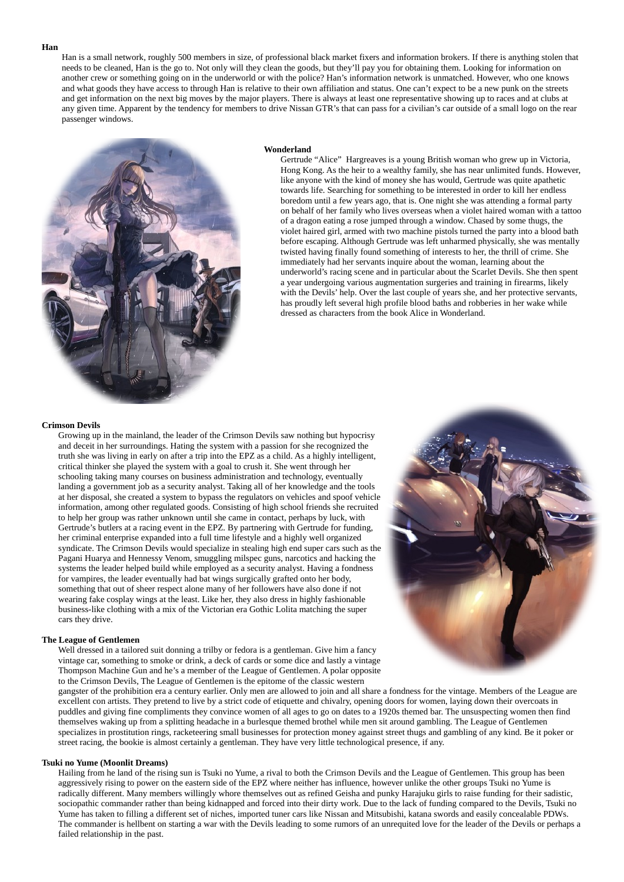**Han**

Han is a small network, roughly 500 members in size, of professional black market fixers and information brokers. If there is anything stolen that needs to be cleaned, Han is the go to. Not only will they clean the goods, but they'll pay you for obtaining them. Looking for information on another crew or something going on in the underworld or with the police? Han's information network is unmatched. However, who one knows and what goods they have access to through Han is relative to their own affiliation and status. One can't expect to be a new punk on the streets and get information on the next big moves by the major players. There is always at least one representative showing up to races and at clubs at any given time. Apparent by the tendency for members to drive Nissan GTR's that can pass for a civilian's car outside of a small logo on the rear passenger windows.

**Wonderland**

Gertrude "Alice" Hargreaves is a young British woman who grew up in Victoria, Hong Kong. As the heir to a wealthy family, she has near unlimited funds. However, like anyone with the kind of money she has would, Gertrude was quite apathetic towards life. Searching for something to be interested in order to kill her endless boredom until a few years ago, that is. One night she was attending a formal party on behalf of her family who lives overseas when a violet haired woman with a tattoo of a dragon eating a rose jumped through a window. Chased by some thugs, the violet haired girl, armed with two machine pistols turned the party into a blood bath before escaping. Although Gertrude was left unharmed physically, she was mentally twisted having finally found something of interests to her, the thrill of crime. She immediately had her servants inquire about the woman, learning about the underworld's racing scene and in particular about the Scarlet Devils. She then spent a year undergoing various augmentation surgeries and training in firearms, likely with the Devils' help. Over the last couple of years she, and her protective servants, has proudly left several high profile blood baths and robberies in her wake while dressed as characters from the book Alice in Wonderland.

**Crimson Devils**

Growing up in the mainland, the leader of the Crimson Devils saw nothing but hypocrisy and deceit in her surroundings. Hating the system with a passion for she recognized the truth she was living in early on after a trip into the EPZ as a child. As a highly intelligent, critical thinker she played the system with a goal to crush it. She went through her schooling taking many courses on business administration and technology, eventually landing a government job as a security analyst. Taking all of her knowledge and the tools at her disposal, she created a system to bypass the regulators on vehicles and spoof vehicle information, among other regulated goods. Consisting of high school friends she recruited to help her group was rather unknown until she came in contact, perhaps by luck, with Gertrude's butlers at a racing event in the EPZ. By partnering with Gertrude for funding, her criminal enterprise expanded into a full time lifestyle and a highly well organized syndicate. The Crimson Devils would specialize in stealing high end super cars such as the Pagani Huarya and Hennessy Venom, smuggling milspec guns, narcotics and hacking the systems the leader helped build while employed as a security analyst. Having a fondness for vampires, the leader eventually had bat wings surgically grafted onto her body, something that out of sheer respect alone many of her followers have also done if not wearing fake cosplay wings at the least. Like her, they also dress in highly fashionable business-like clothing with a mix of the Victorian era Gothic Lolita matching the super cars they drive.

**The League of Gentlemen**

Well dressed in a tailored suit donning a trilby or fedora is a gentleman. Give him a fancy vintage car, something to smoke or drink, a deck of cards or some dice and lastly a vintage Thompson Machine Gun and he's a member of the League of Gentlemen. A polar opposite to the Crimson Devils, The League of Gentlemen is the epitome of the classic western gangster of the prohibition era a century earlier. Only men are allowed to join and all share a fondness for the vintage. Members of the League are excellent con artists. They pretend to live by a strict code of etiquette and chivalry, opening doors for women, laying down their overcoats in puddles and giving fine compliments they convince women of all ages to go on dates to a 1920s themed bar. The unsuspecting women then find themselves waking up from a splitting headache in a burlesque themed brothel while men sit around gambling. The League of Gentlemen specializes in prostitution rings, racketeering small businesses for protection money against street thugs and gambling of any kind. Be it poker or street racing, the bookie is almost certainly a gentleman. They have very little technological presence, if any.

**Tsuki no Yume (Moonlit Dreams)**

Hailing from he land of the rising sun is Tsuki no Yume, a rival to both the Crimson Devils and the League of Gentlemen. This group has been aggressively rising to power on the eastern side of the EPZ where neither has influence, however unlike the other groups Tsuki no Yume is radically different. Many members willingly whore themselves out as refined Geisha and punky Harajuku girls to raise funding for their sadistic, sociopathic commander rather than being kidnapped and forced into their dirty work. Due to the lack of funding compared to the Devils, Tsuki no Yume has taken to filling a different set of niches, imported tuner cars like Nissan and Mitsubishi, katana swords and easily concealable PDWs. The commander is hellbent on starting a war with the Devils leading to some rumors of an unrequited love for the leader of the Devils or perhaps a failed relationship in the past.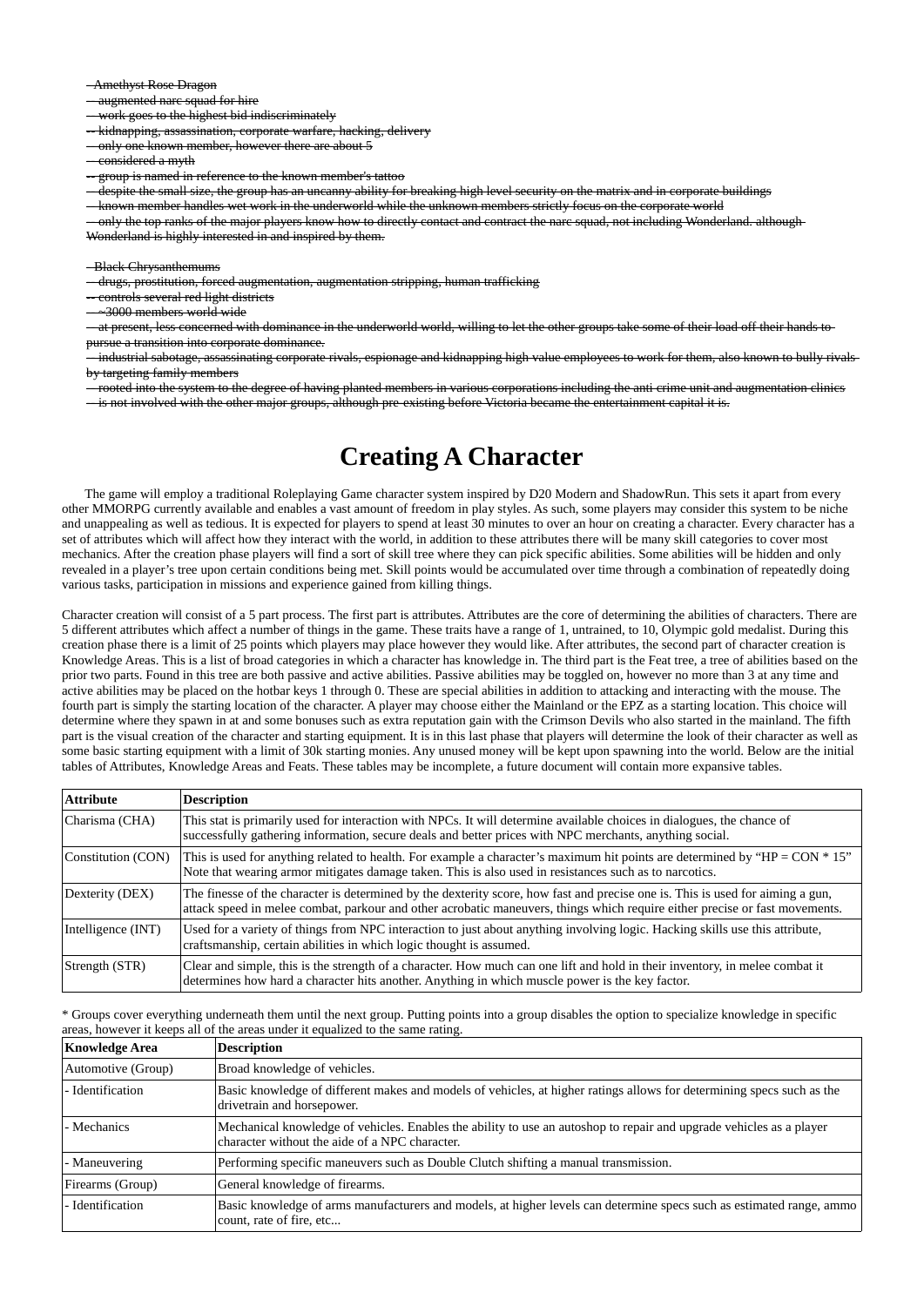~~- Amethyst Rose Dragon~~
~~-- augmented narc squad for hire~~
~~-- work goes to the highest bid indiscriminately~~
~~-- kidnapping, assassination, corporate warfare, hacking, delivery~~
~~-- only one known member, however there are about 5~~
~~-- considered a myth~~
~~-- group is named in reference to the known member's tattoo~~
~~-- despite the small size, the group has an uncanny ability for breaking high level security on the matrix and in corporate buildings~~
~~-- known member handles wet work in the underworld while the unknown members strictly focus on the corporate world~~
~~-- only the top ranks of the major players know how to directly contact and contract the narc squad, not including Wonderland. although Wonderland is highly interested in and inspired by them.~~

~~- Black Chrysanthemums~~
~~-- drugs, prostitution, forced augmentation, augmentation stripping, human trafficking~~
~~-- controls several red light districts~~
~~-- ~3000 members world wide~~
~~-- at present, less concerned with dominance in the underworld world, willing to let the other groups take some of their load off their hands to pursue a transition into corporate dominance.~~
~~-- industrial sabotage, assassinating corporate rivals, espionage and kidnapping high value employees to work for them, also known to bully rivals by targeting family members~~
~~-- rooted into the system to the degree of having planted members in various corporations including the anti crime unit and augmentation clinics~~
~~-- is not involved with the other major groups, although pre-existing before Victoria became the entertainment capital it is.~~

# Creating A Character

The game will employ a traditional Roleplaying Game character system inspired by D20 Modern and ShadowRun. This sets it apart from every other MMORPG currently available and enables a vast amount of freedom in play styles. As such, some players may consider this system to be niche and unappealing as well as tedious. It is expected for players to spend at least 30 minutes to over an hour on creating a character. Every character has a set of attributes which will affect how they interact with the world, in addition to these attributes there will be many skill categories to cover most mechanics. After the creation phase players will find a sort of skill tree where they can pick specific abilities. Some abilities will be hidden and only revealed in a player's tree upon certain conditions being met. Skill points would be accumulated over time through a combination of repeatedly doing various tasks, participation in missions and experience gained from killing things.

Character creation will consist of a 5 part process. The first part is attributes. Attributes are the core of determining the abilities of characters. There are 5 different attributes which affect a number of things in the game. These traits have a range of 1, untrained, to 10, Olympic gold medalist. During this creation phase there is a limit of 25 points which players may place however they would like. After attributes, the second part of character creation is Knowledge Areas. This is a list of broad categories in which a character has knowledge in. The third part is the Feat tree, a tree of abilities based on the prior two parts. Found in this tree are both passive and active abilities. Passive abilities may be toggled on, however no more than 3 at any time and active abilities may be placed on the hotbar keys 1 through 0. These are special abilities in addition to attacking and interacting with the mouse. The fourth part is simply the starting location of the character. A player may choose either the Mainland or the EPZ as a starting location. This choice will determine where they spawn in at and some bonuses such as extra reputation gain with the Crimson Devils who also started in the mainland. The fifth part is the visual creation of the character and starting equipment. It is in this last phase that players will determine the look of their character as well as some basic starting equipment with a limit of 30k starting monies. Any unused money will be kept upon spawning into the world. Below are the initial tables of Attributes, Knowledge Areas and Feats. These tables may be incomplete, a future document will contain more expansive tables.

| Attribute | Description |
|---|---|
| Charisma (CHA) | This stat is primarily used for interaction with NPCs. It will determine available choices in dialogues, the chance of successfully gathering information, secure deals and better prices with NPC merchants, anything social. |
| Constitution (CON) | This is used for anything related to health. For example a character's maximum hit points are determined by "HP = CON * 15" Note that wearing armor mitigates damage taken. This is also used in resistances such as to narcotics. |
| Dexterity (DEX) | The finesse of the character is determined by the dexterity score, how fast and precise one is. This is used for aiming a gun, attack speed in melee combat, parkour and other acrobatic maneuvers, things which require either precise or fast movements. |
| Intelligence (INT) | Used for a variety of things from NPC interaction to just about anything involving logic. Hacking skills use this attribute, craftsmanship, certain abilities in which logic thought is assumed. |
| Strength (STR) | Clear and simple, this is the strength of a character. How much can one lift and hold in their inventory, in melee combat it determines how hard a character hits another. Anything in which muscle power is the key factor. |

* Groups cover everything underneath them until the next group. Putting points into a group disables the option to specialize knowledge in specific areas, however it keeps all of the areas under it equalized to the same rating.

| Knowledge Area | Description |
|---|---|
| Automotive (Group) | Broad knowledge of vehicles. |
| - Identification | Basic knowledge of different makes and models of vehicles, at higher ratings allows for determining specs such as the drivetrain and horsepower. |
| - Mechanics | Mechanical knowledge of vehicles. Enables the ability to use an autoshop to repair and upgrade vehicles as a player character without the aide of a NPC character. |
| - Maneuvering | Performing specific maneuvers such as Double Clutch shifting a manual transmission. |
| Firearms (Group) | General knowledge of firearms. |
| - Identification | Basic knowledge of arms manufacturers and models, at higher levels can determine specs such as estimated range, ammo count, rate of fire, etc... |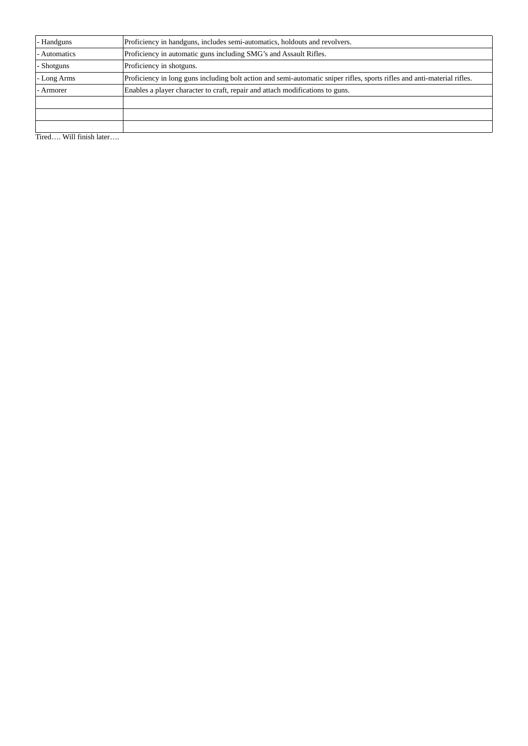| | |
|---|---|
| - Handguns | Proficiency in handguns, includes semi-automatics, holdouts and revolvers. |
| - Automatics | Proficiency in automatic guns including SMG’s and Assault Rifles. |
| - Shotguns | Proficiency in shotguns. |
| - Long Arms | Proficiency in long guns including bolt action and semi-automatic sniper rifles, sports rifles and anti-material rifles. |
| - Armorer | Enables a player character to craft, repair and attach modifications to guns. |
| | |
| | |
| | |

Tired…. Will finish later….